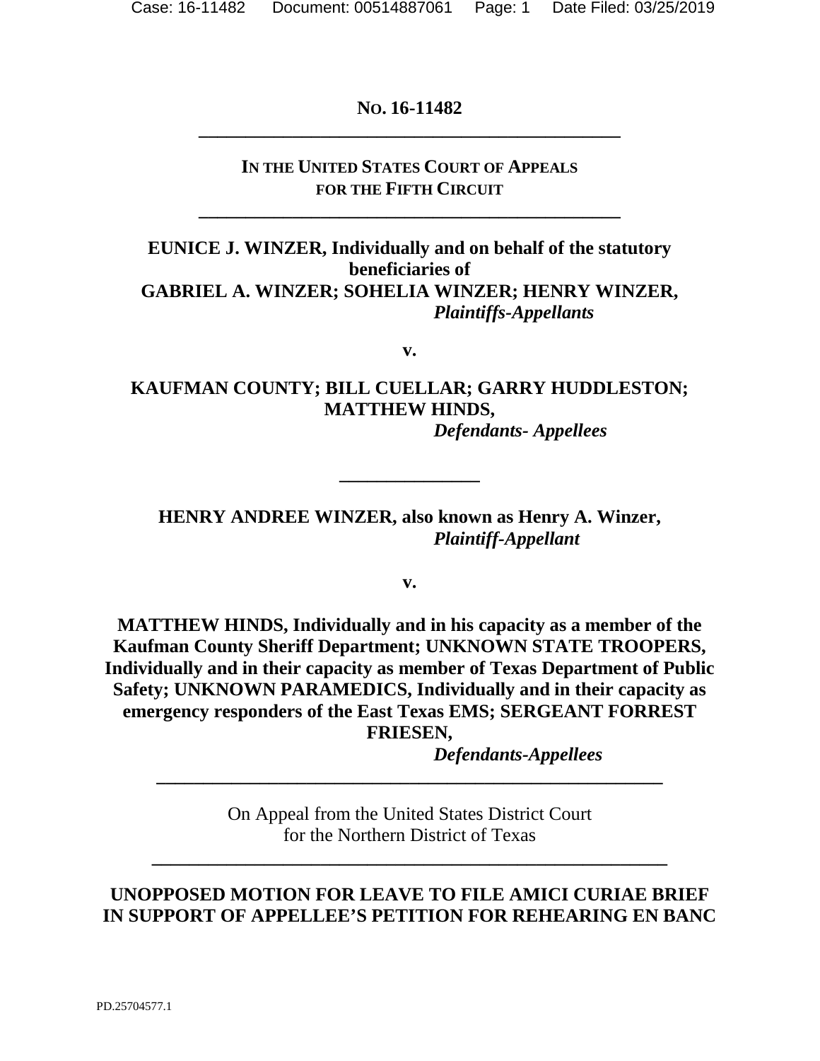**NO. 16-11482**

---

**IN THE UNITED STATES COURT OF APPEALS FOR THE FIFTH CIRCUIT**

---

**EUNICE J. WINZER, Individually and on behalf of the statutory beneficiaries of GABRIEL A. WINZER; SOHELIA WINZER; HENRY WINZER,**
***Plaintiffs-Appellants***

**v.**

**KAUFMAN COUNTY; BILL CUELLAR; GARRY HUDDLESTON; MATTHEW HINDS,**
***Defendants- Appellees***

---

**HENRY ANDREE WINZER, also known as Henry A. Winzer,**
***Plaintiff-Appellant***

**v.**

**MATTHEW HINDS, Individually and in his capacity as a member of the Kaufman County Sheriff Department; UNKNOWN STATE TROOPERS, Individually and in their capacity as member of Texas Department of Public Safety; UNKNOWN PARAMEDICS, Individually and in their capacity as emergency responders of the East Texas EMS; SERGEANT FORREST FRIESEN,**
***Defendants-Appellees***

---

On Appeal from the United States District Court
for the Northern District of Texas

---

**UNOPPOSED MOTION FOR LEAVE TO FILE AMICI CURIAE BRIEF IN SUPPORT OF APPELLEE'S PETITION FOR REHEARING EN BANC**

PD.25704577.1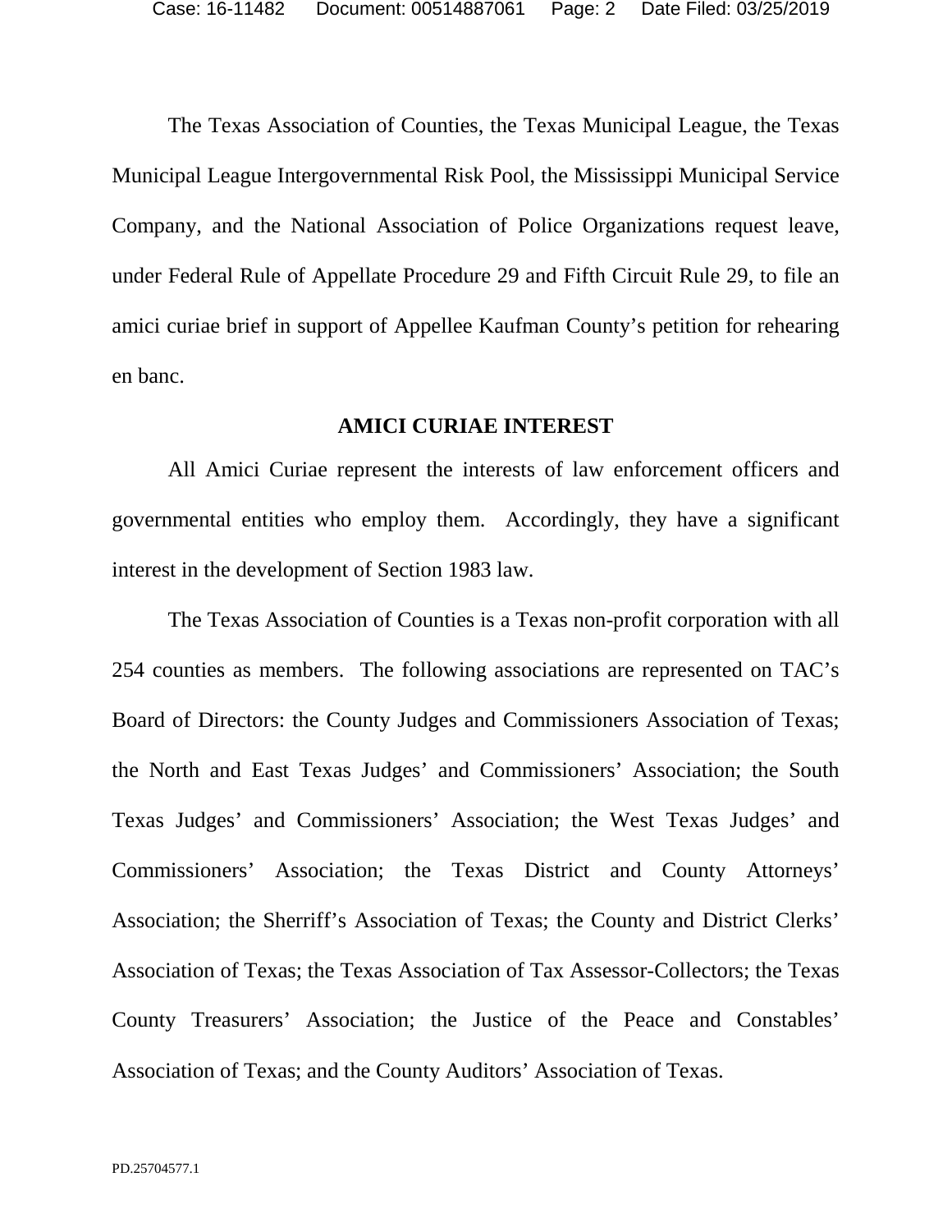The Texas Association of Counties, the Texas Municipal League, the Texas Municipal League Intergovernmental Risk Pool, the Mississippi Municipal Service Company, and the National Association of Police Organizations request leave, under Federal Rule of Appellate Procedure 29 and Fifth Circuit Rule 29, to file an amici curiae brief in support of Appellee Kaufman County's petition for rehearing en banc.

## AMICI CURIAE INTEREST

All Amici Curiae represent the interests of law enforcement officers and governmental entities who employ them. Accordingly, they have a significant interest in the development of Section 1983 law.

The Texas Association of Counties is a Texas non-profit corporation with all 254 counties as members. The following associations are represented on TAC's Board of Directors: the County Judges and Commissioners Association of Texas; the North and East Texas Judges' and Commissioners' Association; the South Texas Judges' and Commissioners' Association; the West Texas Judges' and Commissioners' Association; the Texas District and County Attorneys' Association; the Sherriff's Association of Texas; the County and District Clerks' Association of Texas; the Texas Association of Tax Assessor-Collectors; the Texas County Treasurers' Association; the Justice of the Peace and Constables' Association of Texas; and the County Auditors' Association of Texas.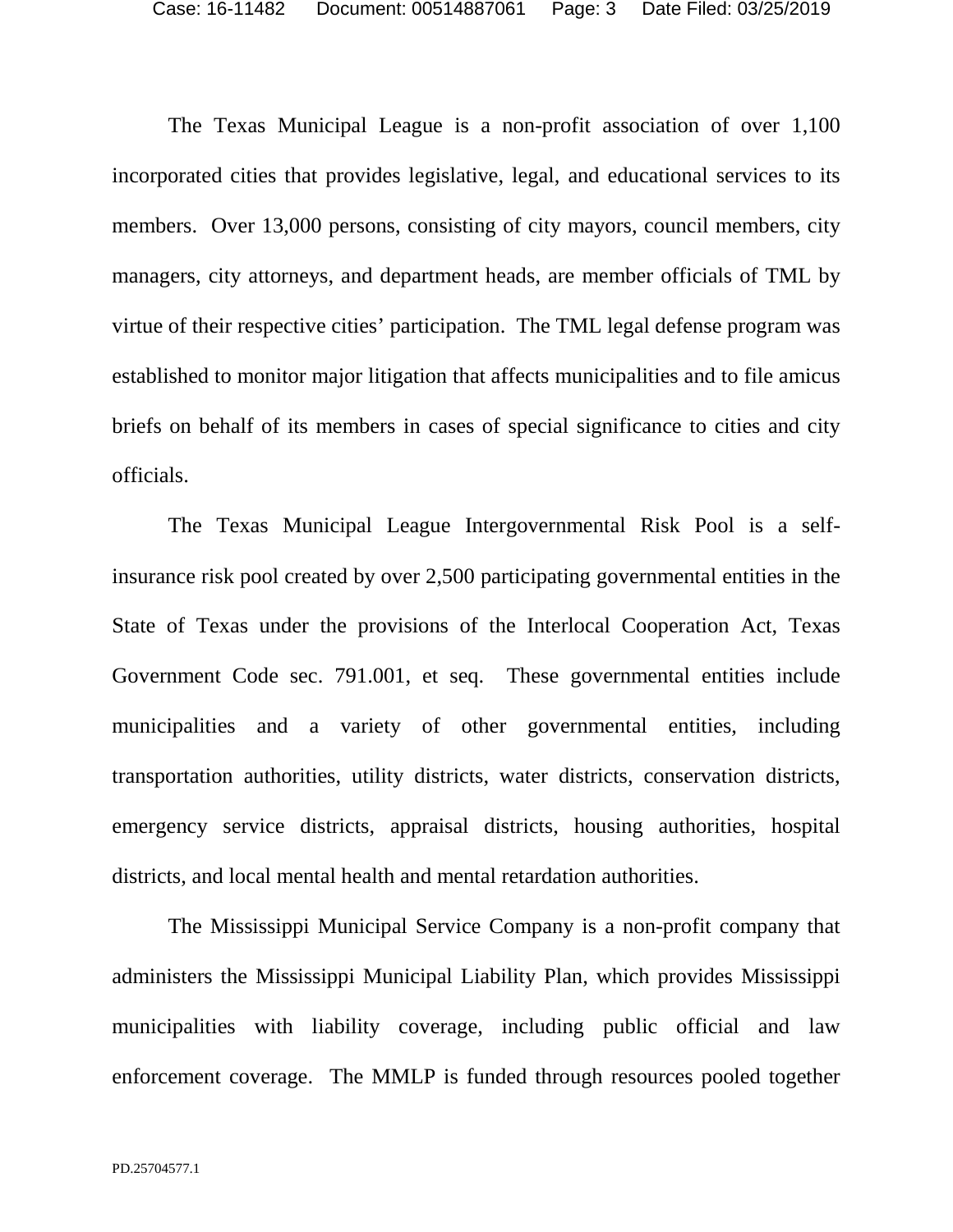The Texas Municipal League is a non-profit association of over 1,100 incorporated cities that provides legislative, legal, and educational services to its members. Over 13,000 persons, consisting of city mayors, council members, city managers, city attorneys, and department heads, are member officials of TML by virtue of their respective cities' participation. The TML legal defense program was established to monitor major litigation that affects municipalities and to file amicus briefs on behalf of its members in cases of special significance to cities and city officials.

The Texas Municipal League Intergovernmental Risk Pool is a self-insurance risk pool created by over 2,500 participating governmental entities in the State of Texas under the provisions of the Interlocal Cooperation Act, Texas Government Code sec. 791.001, et seq. These governmental entities include municipalities and a variety of other governmental entities, including transportation authorities, utility districts, water districts, conservation districts, emergency service districts, appraisal districts, housing authorities, hospital districts, and local mental health and mental retardation authorities.

The Mississippi Municipal Service Company is a non-profit company that administers the Mississippi Municipal Liability Plan, which provides Mississippi municipalities with liability coverage, including public official and law enforcement coverage. The MMLP is funded through resources pooled together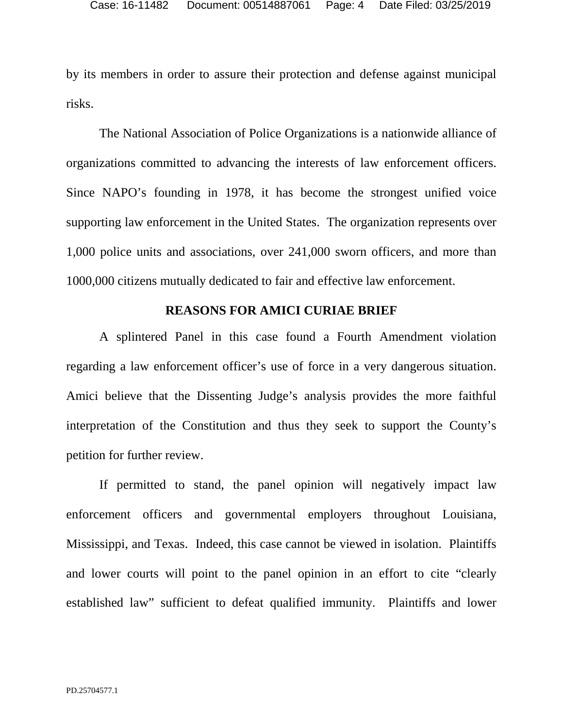by its members in order to assure their protection and defense against municipal risks.

The National Association of Police Organizations is a nationwide alliance of organizations committed to advancing the interests of law enforcement officers. Since NAPO's founding in 1978, it has become the strongest unified voice supporting law enforcement in the United States. The organization represents over 1,000 police units and associations, over 241,000 sworn officers, and more than 1000,000 citizens mutually dedicated to fair and effective law enforcement.

## REASONS FOR AMICI CURIAE BRIEF

A splintered Panel in this case found a Fourth Amendment violation regarding a law enforcement officer's use of force in a very dangerous situation. Amici believe that the Dissenting Judge's analysis provides the more faithful interpretation of the Constitution and thus they seek to support the County's petition for further review.

If permitted to stand, the panel opinion will negatively impact law enforcement officers and governmental employers throughout Louisiana, Mississippi, and Texas. Indeed, this case cannot be viewed in isolation. Plaintiffs and lower courts will point to the panel opinion in an effort to cite "clearly established law" sufficient to defeat qualified immunity. Plaintiffs and lower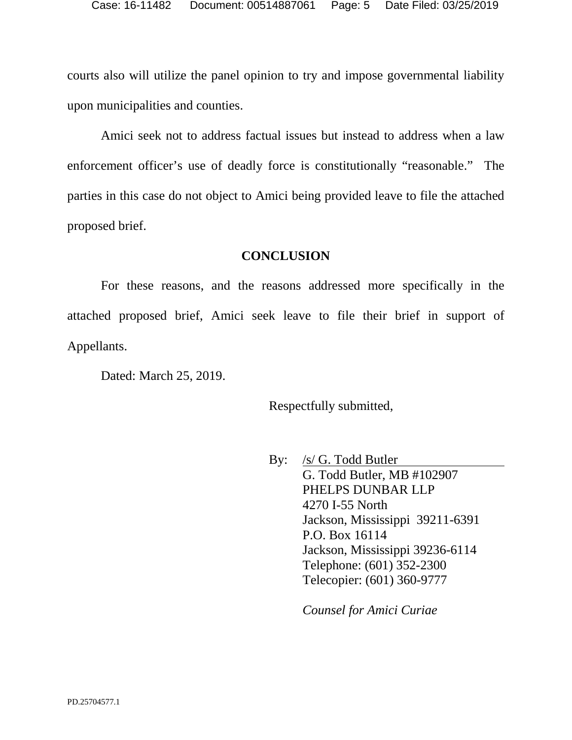courts also will utilize the panel opinion to try and impose governmental liability upon municipalities and counties.

Amici seek not to address factual issues but instead to address when a law enforcement officer's use of deadly force is constitutionally "reasonable." The parties in this case do not object to Amici being provided leave to file the attached proposed brief.

## CONCLUSION

For these reasons, and the reasons addressed more specifically in the attached proposed brief, Amici seek leave to file their brief in support of Appellants.

Dated: March 25, 2019.

Respectfully submitted,

By: /s/ G. Todd Butler
G. Todd Butler, MB #102907
PHELPS DUNBAR LLP
4270 I-55 North
Jackson, Mississippi 39211-6391
P.O. Box 16114
Jackson, Mississippi 39236-6114
Telephone: (601) 352-2300
Telecopier: (601) 360-9777

*Counsel for Amici Curiae*

PD.25704577.1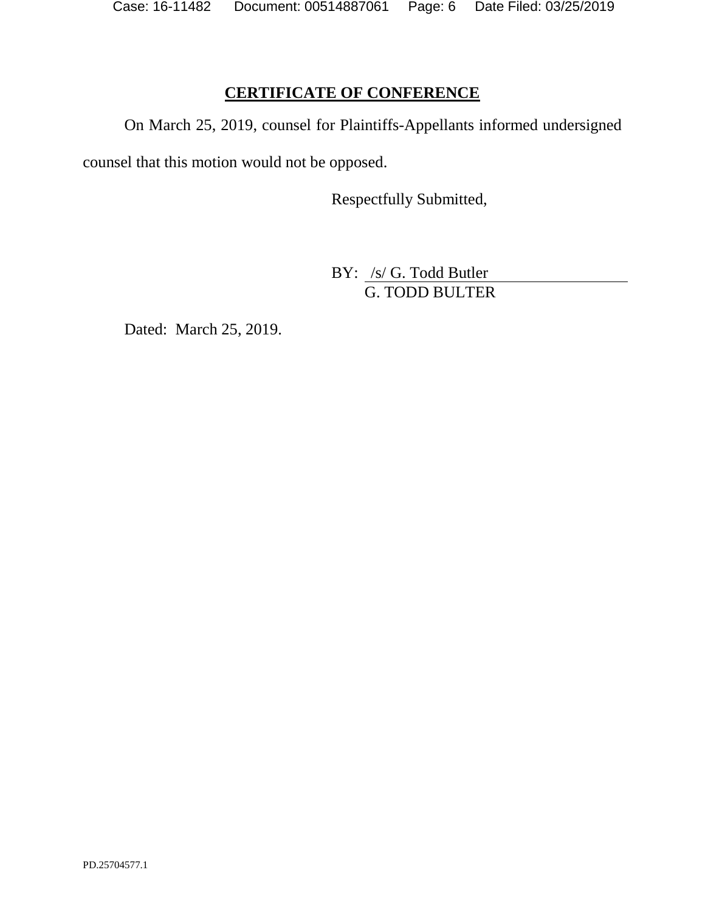## CERTIFICATE OF CONFERENCE

On March 25, 2019, counsel for Plaintiffs-Appellants informed undersigned counsel that this motion would not be opposed.

Respectfully Submitted,

BY: /s/ G. Todd Butler
G. TODD BULTER

Dated: March 25, 2019.

PD.25704577.1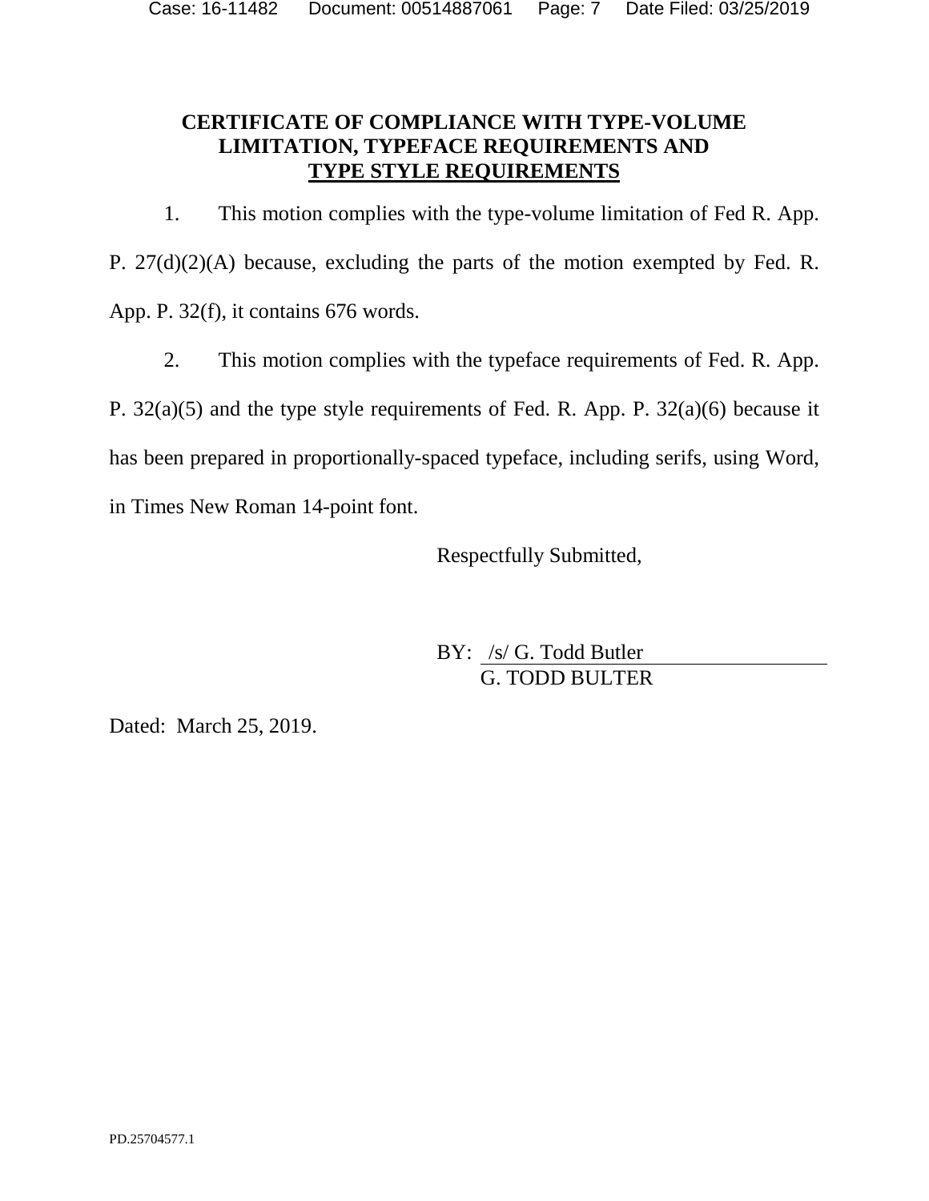## CERTIFICATE OF COMPLIANCE WITH TYPE-VOLUME LIMITATION, TYPEFACE REQUIREMENTS AND TYPE STYLE REQUIREMENTS

1. This motion complies with the type-volume limitation of Fed R. App. P. 27(d)(2)(A) because, excluding the parts of the motion exempted by Fed. R. App. P. 32(f), it contains 676 words.

2. This motion complies with the typeface requirements of Fed. R. App. P. 32(a)(5) and the type style requirements of Fed. R. App. P. 32(a)(6) because it has been prepared in proportionally-spaced typeface, including serifs, using Word, in Times New Roman 14-point font.

Respectfully Submitted,

BY: /s/ G. Todd Butler
G. TODD BULTER

Dated: March 25, 2019.

PD.25704577.1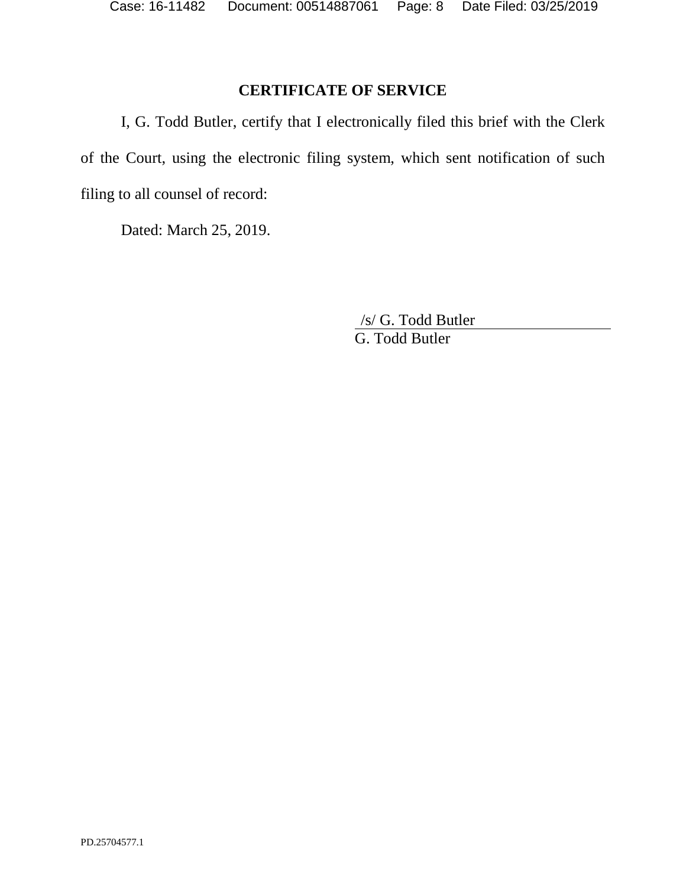## CERTIFICATE OF SERVICE

I, G. Todd Butler, certify that I electronically filed this brief with the Clerk of the Court, using the electronic filing system, which sent notification of such filing to all counsel of record:

Dated: March 25, 2019.

/s/ G. Todd Butler
G. Todd Butler

PD.25704577.1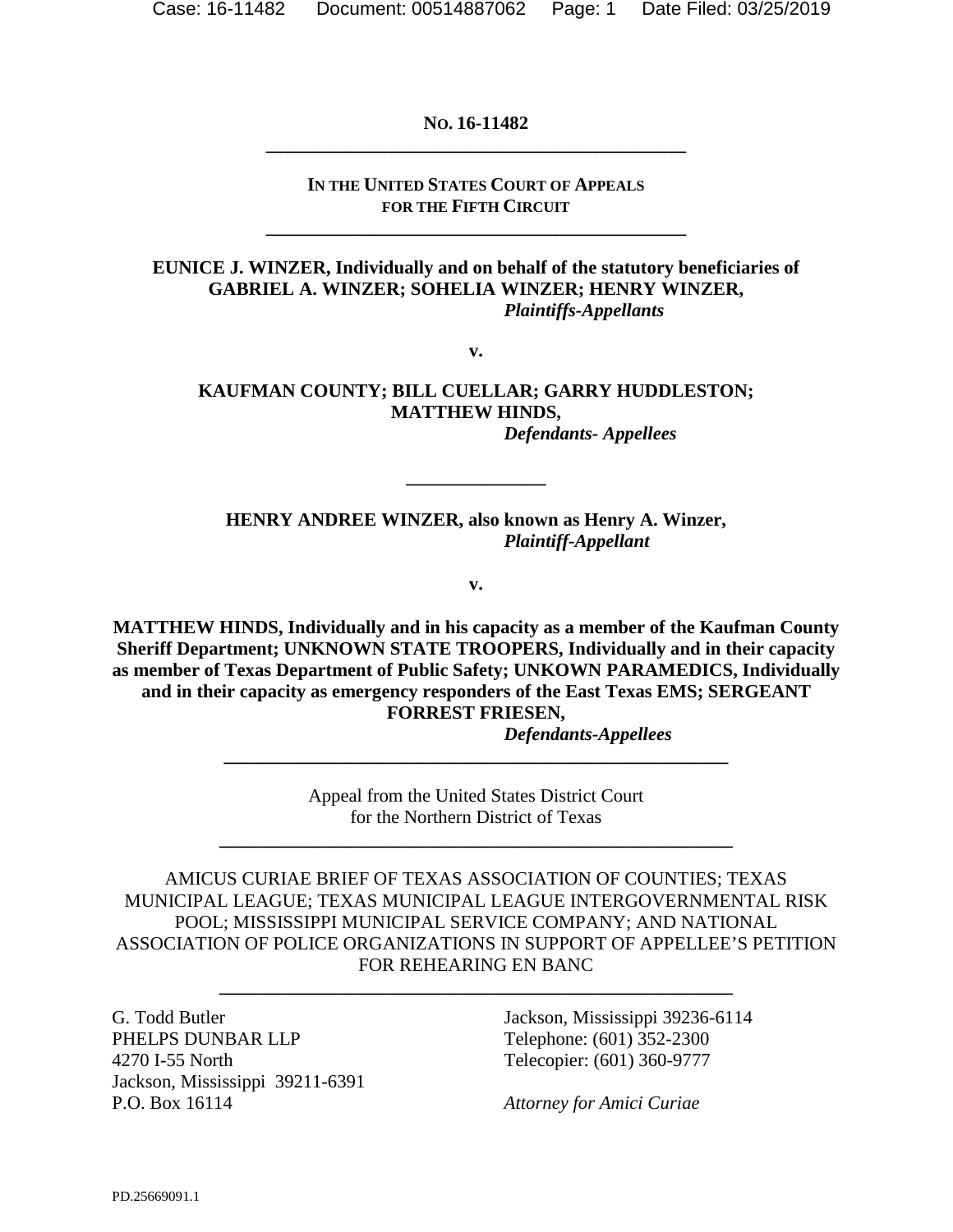**NO. 16-11482**

---

**IN THE UNITED STATES COURT OF APPEALS FOR THE FIFTH CIRCUIT**

---

**EUNICE J. WINZER, Individually and on behalf of the statutory beneficiaries of GABRIEL A. WINZER; SOHELIA WINZER; HENRY WINZER,**
***Plaintiffs-Appellants***

**v.**

**KAUFMAN COUNTY; BILL CUELLAR; GARRY HUDDLESTON; MATTHEW HINDS,**
***Defendants- Appellees***

---

**HENRY ANDREE WINZER, also known as Henry A. Winzer,**
***Plaintiff-Appellant***

**v.**

**MATTHEW HINDS, Individually and in his capacity as a member of the Kaufman County Sheriff Department; UNKNOWN STATE TROOPERS, Individually and in their capacity as member of Texas Department of Public Safety; UNKOWN PARAMEDICS, Individually and in their capacity as emergency responders of the East Texas EMS; SERGEANT FORREST FRIESEN,**
***Defendants-Appellees***

---

Appeal from the United States District Court
for the Northern District of Texas

---

AMICUS CURIAE BRIEF OF TEXAS ASSOCIATION OF COUNTIES; TEXAS MUNICIPAL LEAGUE; TEXAS MUNICIPAL LEAGUE INTERGOVERNMENTAL RISK POOL; MISSISSIPPI MUNICIPAL SERVICE COMPANY; AND NATIONAL ASSOCIATION OF POLICE ORGANIZATIONS IN SUPPORT OF APPELLEE'S PETITION FOR REHEARING EN BANC

---

G. Todd Butler
PHELPS DUNBAR LLP
4270 I-55 North
Jackson, Mississippi 39211-6391
P.O. Box 16114
Jackson, Mississippi 39236-6114
Telephone: (601) 352-2300
Telecopier: (601) 360-9777

*Attorney for Amici Curiae*

PD.25669091.1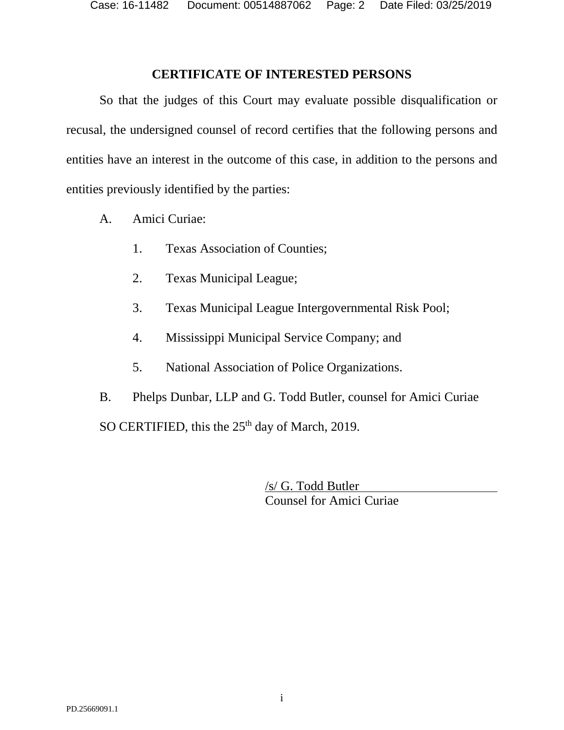## CERTIFICATE OF INTERESTED PERSONS

So that the judges of this Court may evaluate possible disqualification or recusal, the undersigned counsel of record certifies that the following persons and entities have an interest in the outcome of this case, in addition to the persons and entities previously identified by the parties:

A. Amici Curiae:

1. Texas Association of Counties;
2. Texas Municipal League;
3. Texas Municipal League Intergovernmental Risk Pool;
4. Mississippi Municipal Service Company; and
5. National Association of Police Organizations.

B. Phelps Dunbar, LLP and G. Todd Butler, counsel for Amici Curiae

SO CERTIFIED, this the 25th day of March, 2019.

/s/ G. Todd Butler
Counsel for Amici Curiae

PD.25669091.1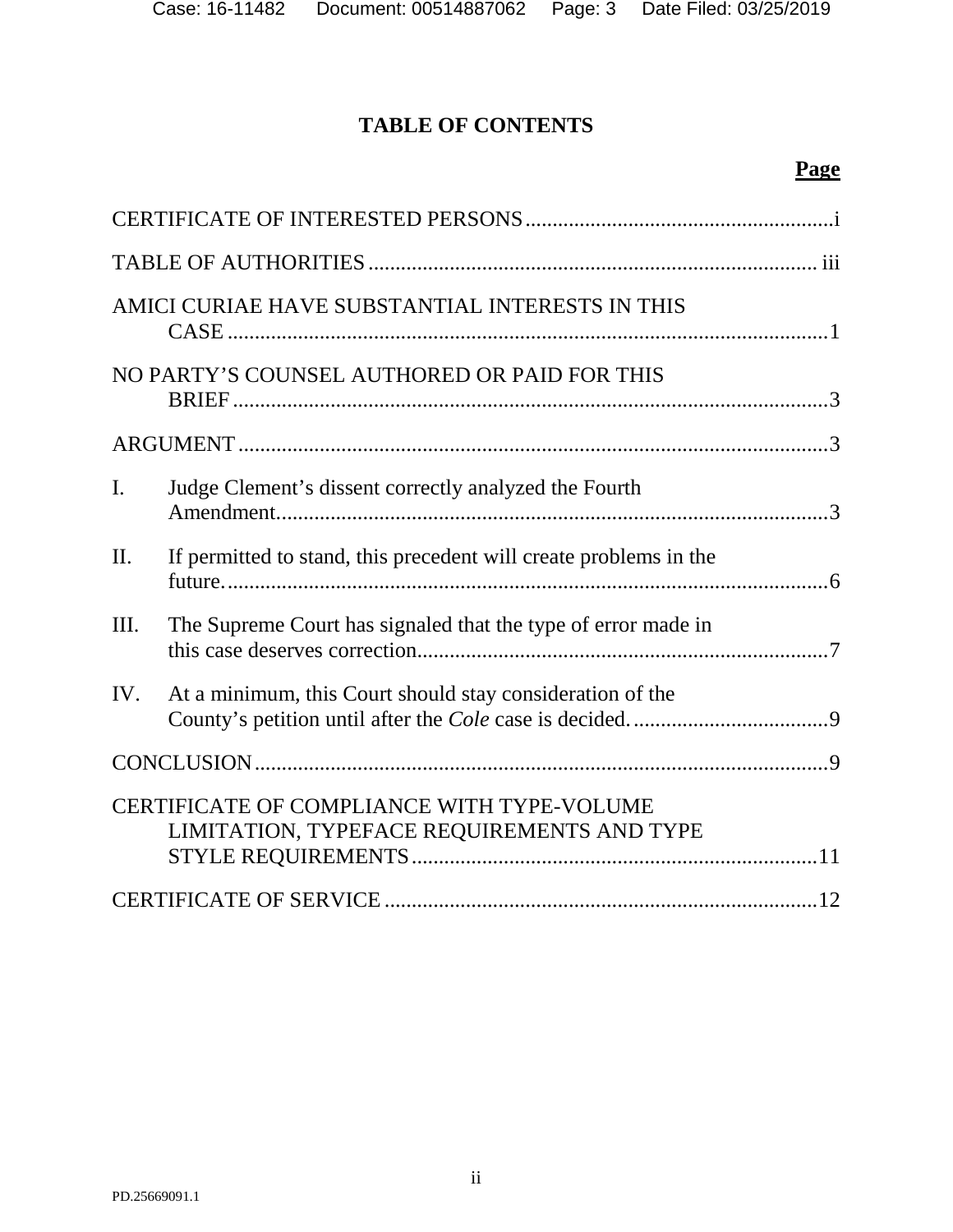# TABLE OF CONTENTS

**Page**

CERTIFICATE OF INTERESTED PERSONS ......................................................... i

TABLE OF AUTHORITIES ................................................................................... iii

AMICI CURIAE HAVE SUBSTANTIAL INTERESTS IN THIS CASE ............................................................................................................. 1

NO PARTY'S COUNSEL AUTHORED OR PAID FOR THIS BRIEF ............................................................................................................ 3

ARGUMENT ........................................................................................................... 3

I. Judge Clement's dissent correctly analyzed the Fourth Amendment. ..................................................................................................... 3

II. If permitted to stand, this precedent will create problems in the future. ............................................................................................................... 6

III. The Supreme Court has signaled that the type of error made in this case deserves correction. ........................................................................... 7

IV. At a minimum, this Court should stay consideration of the County's petition until after the *Cole* case is decided. .................................... 9

CONCLUSION ........................................................................................................ 9

CERTIFICATE OF COMPLIANCE WITH TYPE-VOLUME LIMITATION, TYPEFACE REQUIREMENTS AND TYPE STYLE REQUIREMENTS .......................................................................... 11

CERTIFICATE OF SERVICE ............................................................................... 12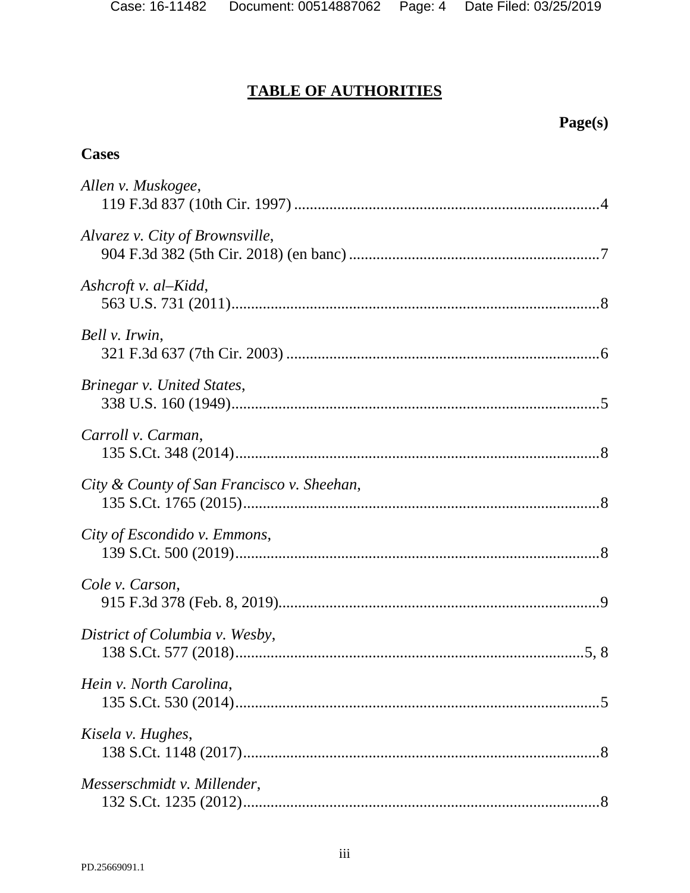# TABLE OF AUTHORITIES

**Page(s)**

**Cases**

*Allen v. Muskogee*,
119 F.3d 837 (10th Cir. 1997) ....................................................................... 4

*Alvarez v. City of Brownsville*,
904 F.3d 382 (5th Cir. 2018) (en banc) ......................................................... 7

*Ashcroft v. al–Kidd*,
563 U.S. 731 (2011) ........................................................................................ 8

*Bell v. Irwin*,
321 F.3d 637 (7th Cir. 2003) .......................................................................... 6

*Brinegar v. United States*,
338 U.S. 160 (1949) ........................................................................................ 5

*Carroll v. Carman*,
135 S.Ct. 348 (2014) ....................................................................................... 8

*City & County of San Francisco v. Sheehan*,
135 S.Ct. 1765 (2015) ..................................................................................... 8

*City of Escondido v. Emmons*,
139 S.Ct. 500 (2019) ....................................................................................... 8

*Cole v. Carson*,
915 F.3d 378 (Feb. 8, 2019) ............................................................................ 9

*District of Columbia v. Wesby*,
138 S.Ct. 577 (2018) ................................................................................... 5, 8

*Hein v. North Carolina*,
135 S.Ct. 530 (2014) ....................................................................................... 5

*Kisela v. Hughes*,
138 S.Ct. 1148 (2017) ..................................................................................... 8

*Messerschmidt v. Millender*,
132 S.Ct. 1235 (2012) ..................................................................................... 8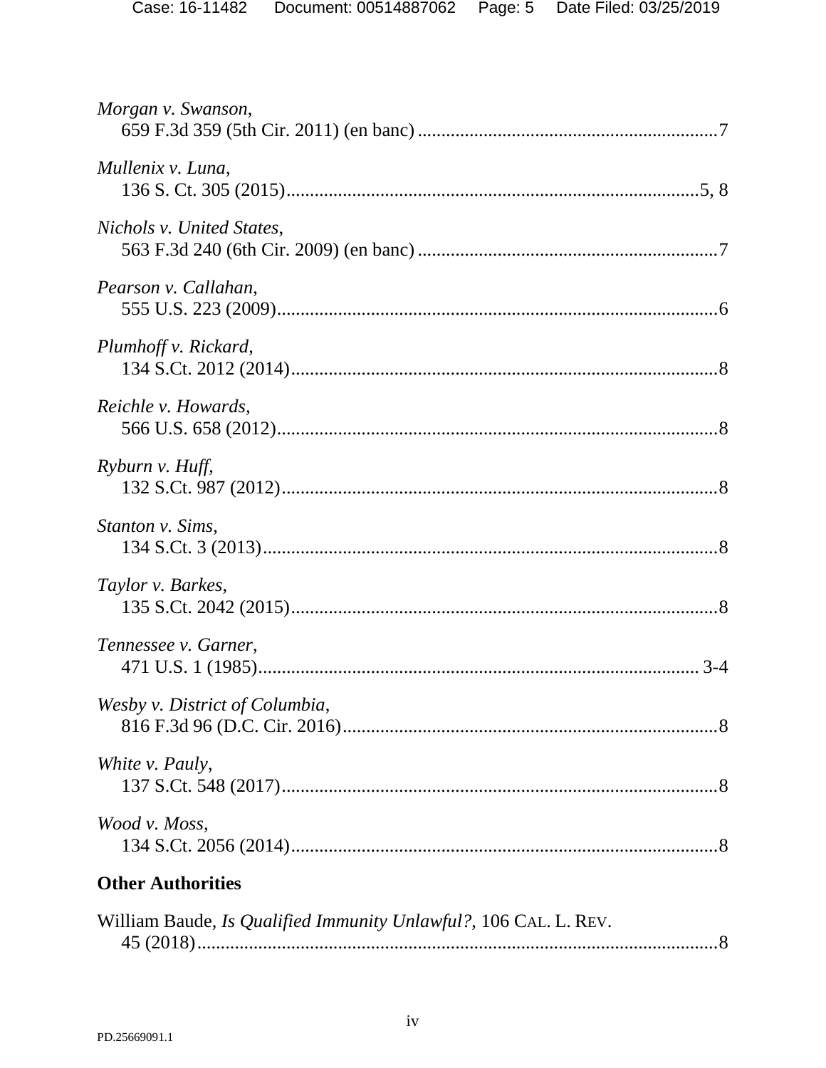*Morgan v. Swanson*,
659 F.3d 359 (5th Cir. 2011) (en banc) ....................................................7

*Mullenix v. Luna*,
136 S. Ct. 305 (2015).....................................................................................5, 8

*Nichols v. United States*,
563 F.3d 240 (6th Cir. 2009) (en banc) ....................................................7

*Pearson v. Callahan*,
555 U.S. 223 (2009).........................................................................................6

*Plumhoff v. Rickard*,
134 S.Ct. 2012 (2014).......................................................................................8

*Reichle v. Howards*,
566 U.S. 658 (2012)..........................................................................................8

*Ryburn v. Huff*,
132 S.Ct. 987 (2012)..........................................................................................8

*Stanton v. Sims*,
134 S.Ct. 3 (2013).............................................................................................8

*Taylor v. Barkes*,
135 S.Ct. 2042 (2015).......................................................................................8

*Tennessee v. Garner*,
471 U.S. 1 (1985)........................................................................................ 3-4

*Wesby v. District of Columbia*,
816 F.3d 96 (D.C. Cir. 2016)............................................................................8

*White v. Pauly*,
137 S.Ct. 548 (2017).........................................................................................8

*Wood v. Moss*,
134 S.Ct. 2056 (2014).......................................................................................8

**Other Authorities**

William Baude, *Is Qualified Immunity Unlawful?*, 106 CAL. L. REV.
45 (2018)...........................................................................................................8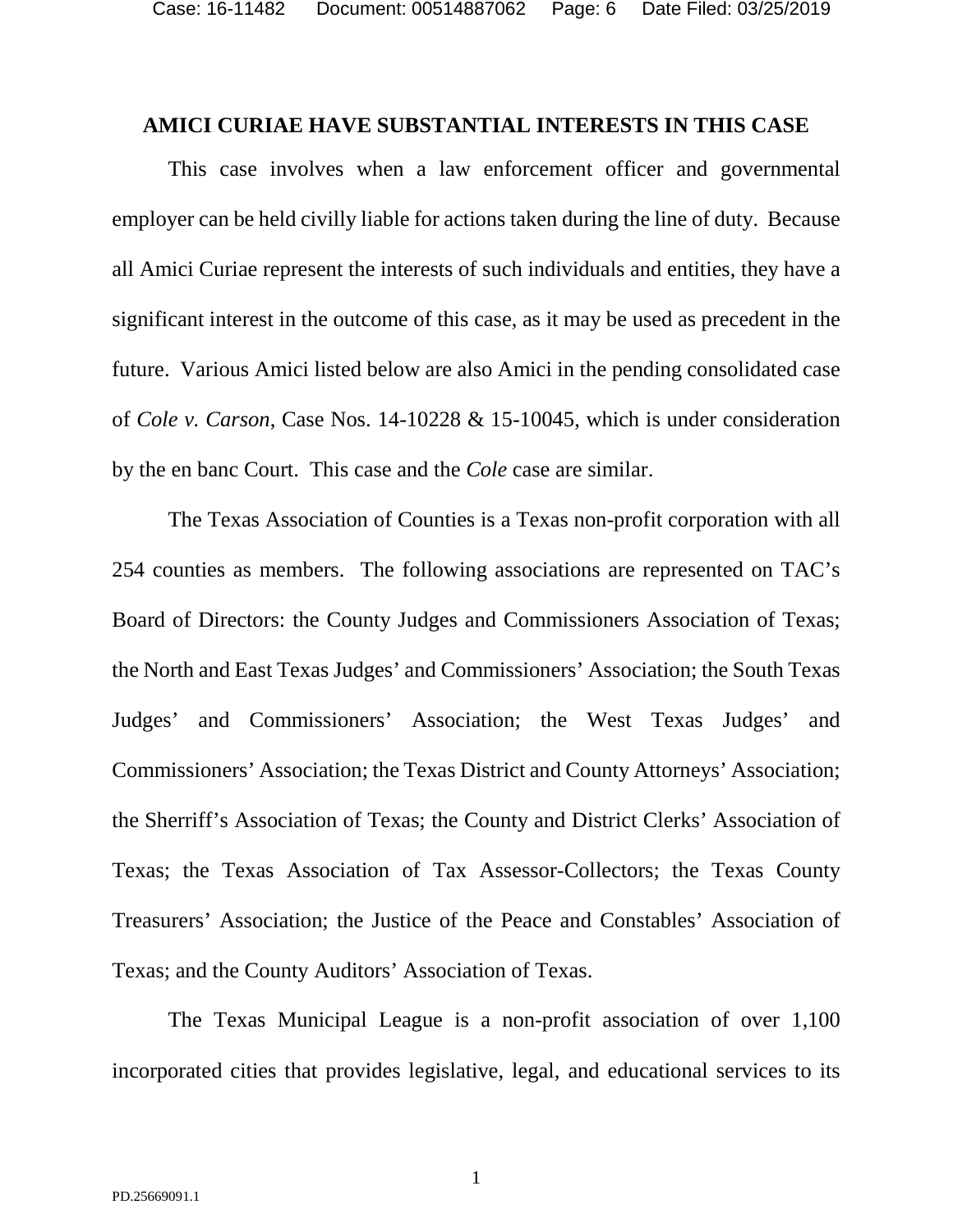## AMICI CURIAE HAVE SUBSTANTIAL INTERESTS IN THIS CASE

This case involves when a law enforcement officer and governmental employer can be held civilly liable for actions taken during the line of duty. Because all Amici Curiae represent the interests of such individuals and entities, they have a significant interest in the outcome of this case, as it may be used as precedent in the future. Various Amici listed below are also Amici in the pending consolidated case of *Cole v. Carson*, Case Nos. 14-10228 & 15-10045, which is under consideration by the en banc Court. This case and the *Cole* case are similar.

The Texas Association of Counties is a Texas non-profit corporation with all 254 counties as members. The following associations are represented on TAC's Board of Directors: the County Judges and Commissioners Association of Texas; the North and East Texas Judges' and Commissioners' Association; the South Texas Judges' and Commissioners' Association; the West Texas Judges' and Commissioners' Association; the Texas District and County Attorneys' Association; the Sherriff's Association of Texas; the County and District Clerks' Association of Texas; the Texas Association of Tax Assessor-Collectors; the Texas County Treasurers' Association; the Justice of the Peace and Constables' Association of Texas; and the County Auditors' Association of Texas.

The Texas Municipal League is a non-profit association of over 1,100 incorporated cities that provides legislative, legal, and educational services to its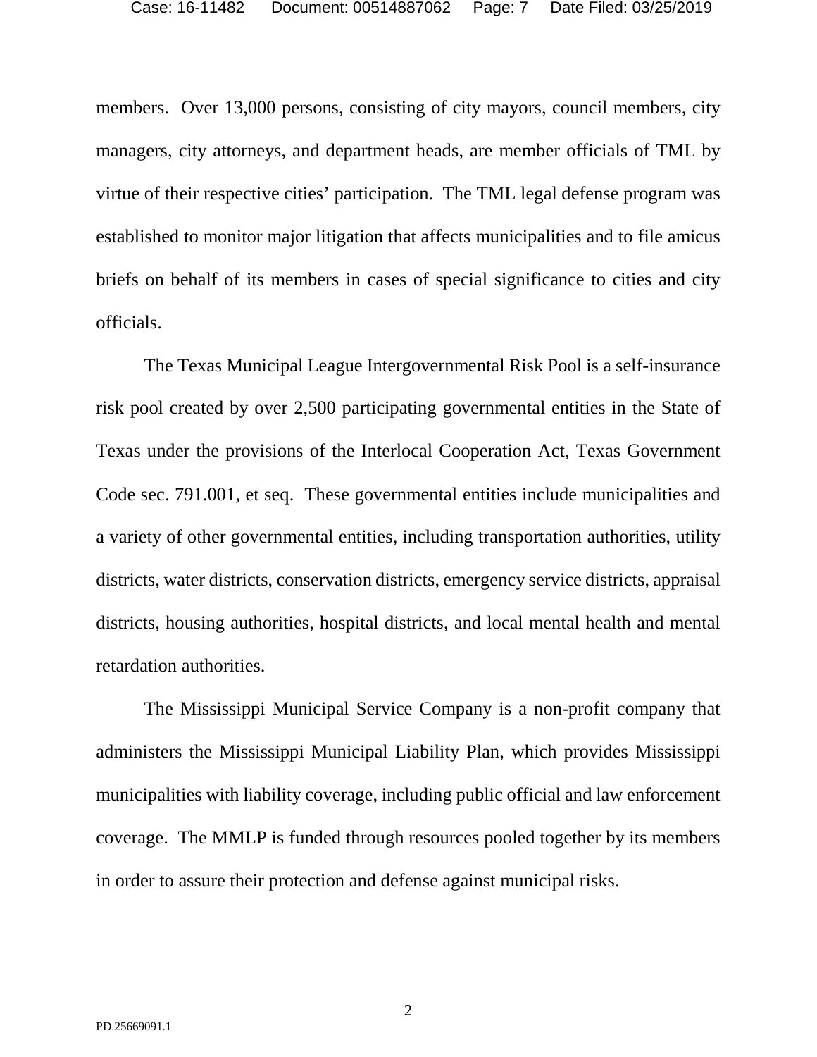members. Over 13,000 persons, consisting of city mayors, council members, city managers, city attorneys, and department heads, are member officials of TML by virtue of their respective cities' participation. The TML legal defense program was established to monitor major litigation that affects municipalities and to file amicus briefs on behalf of its members in cases of special significance to cities and city officials.

The Texas Municipal League Intergovernmental Risk Pool is a self-insurance risk pool created by over 2,500 participating governmental entities in the State of Texas under the provisions of the Interlocal Cooperation Act, Texas Government Code sec. 791.001, et seq. These governmental entities include municipalities and a variety of other governmental entities, including transportation authorities, utility districts, water districts, conservation districts, emergency service districts, appraisal districts, housing authorities, hospital districts, and local mental health and mental retardation authorities.

The Mississippi Municipal Service Company is a non-profit company that administers the Mississippi Municipal Liability Plan, which provides Mississippi municipalities with liability coverage, including public official and law enforcement coverage. The MMLP is funded through resources pooled together by its members in order to assure their protection and defense against municipal risks.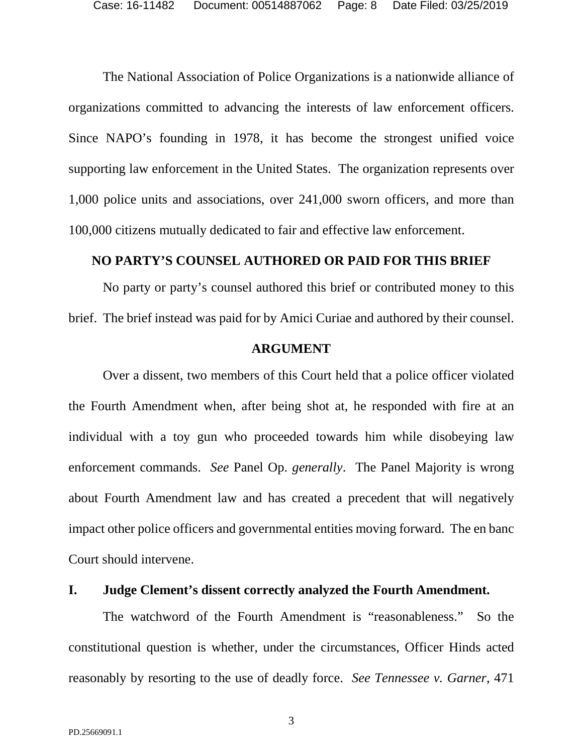The National Association of Police Organizations is a nationwide alliance of organizations committed to advancing the interests of law enforcement officers. Since NAPO's founding in 1978, it has become the strongest unified voice supporting law enforcement in the United States. The organization represents over 1,000 police units and associations, over 241,000 sworn officers, and more than 100,000 citizens mutually dedicated to fair and effective law enforcement.

**NO PARTY'S COUNSEL AUTHORED OR PAID FOR THIS BRIEF**

No party or party's counsel authored this brief or contributed money to this brief. The brief instead was paid for by Amici Curiae and authored by their counsel.

**ARGUMENT**

Over a dissent, two members of this Court held that a police officer violated the Fourth Amendment when, after being shot at, he responded with fire at an individual with a toy gun who proceeded towards him while disobeying law enforcement commands. *See* Panel Op. *generally*. The Panel Majority is wrong about Fourth Amendment law and has created a precedent that will negatively impact other police officers and governmental entities moving forward. The en banc Court should intervene.

## I. Judge Clement's dissent correctly analyzed the Fourth Amendment.

The watchword of the Fourth Amendment is "reasonableness." So the constitutional question is whether, under the circumstances, Officer Hinds acted reasonably by resorting to the use of deadly force. *See Tennessee v. Garner*, 471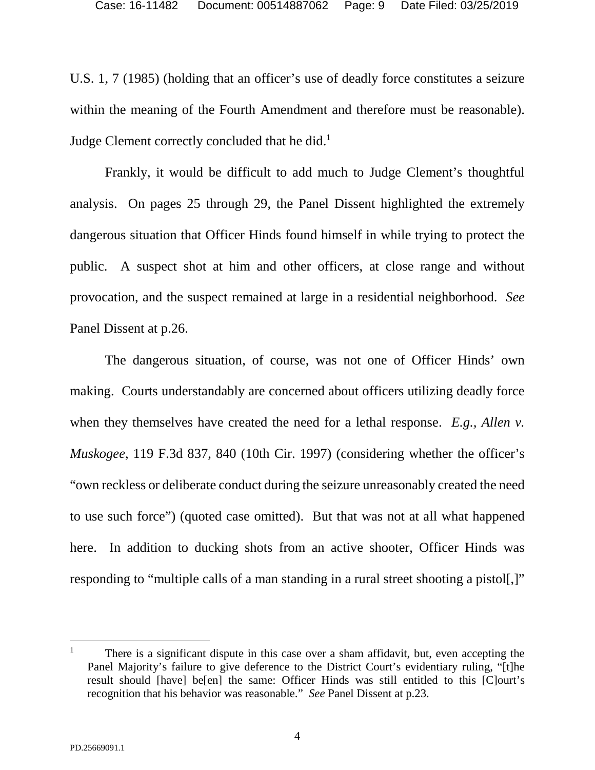U.S. 1, 7 (1985) (holding that an officer's use of deadly force constitutes a seizure within the meaning of the Fourth Amendment and therefore must be reasonable). Judge Clement correctly concluded that he did.[1]

Frankly, it would be difficult to add much to Judge Clement's thoughtful analysis. On pages 25 through 29, the Panel Dissent highlighted the extremely dangerous situation that Officer Hinds found himself in while trying to protect the public. A suspect shot at him and other officers, at close range and without provocation, and the suspect remained at large in a residential neighborhood. *See* Panel Dissent at p.26.

The dangerous situation, of course, was not one of Officer Hinds' own making. Courts understandably are concerned about officers utilizing deadly force when they themselves have created the need for a lethal response. *E.g.*, *Allen v. Muskogee*, 119 F.3d 837, 840 (10th Cir. 1997) (considering whether the officer's "own reckless or deliberate conduct during the seizure unreasonably created the need to use such force") (quoted case omitted). But that was not at all what happened here. In addition to ducking shots from an active shooter, Officer Hinds was responding to "multiple calls of a man standing in a rural street shooting a pistol[,]"

[1] There is a significant dispute in this case over a sham affidavit, but, even accepting the Panel Majority's failure to give deference to the District Court's evidentiary ruling, "[t]he result should [have] be[en] the same: Officer Hinds was still entitled to this [C]ourt's recognition that his behavior was reasonable." *See* Panel Dissent at p.23.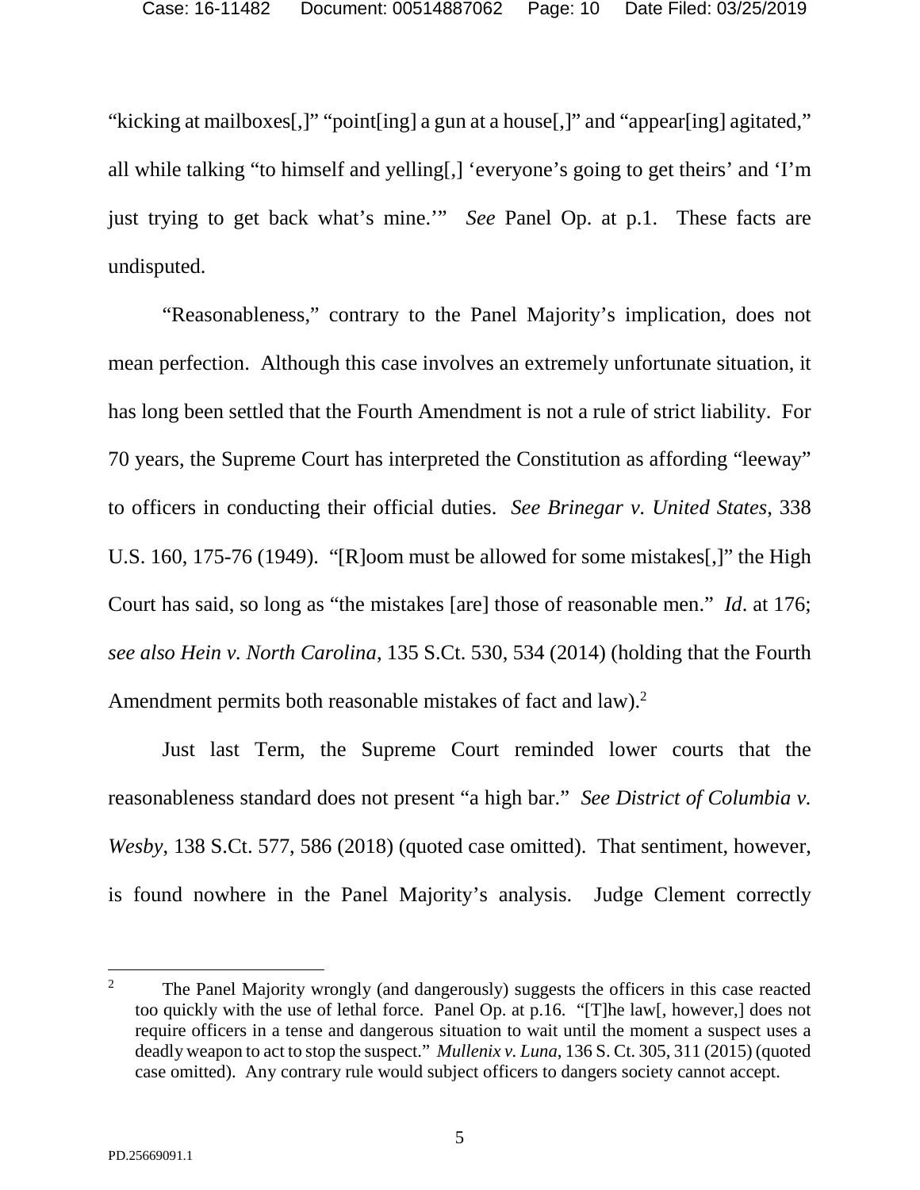"kicking at mailboxes[,]" "point[ing] a gun at a house[,]" and "appear[ing] agitated," all while talking "to himself and yelling[,] 'everyone's going to get theirs' and 'I'm just trying to get back what's mine.'" *See* Panel Op. at p.1. These facts are undisputed.

"Reasonableness," contrary to the Panel Majority's implication, does not mean perfection. Although this case involves an extremely unfortunate situation, it has long been settled that the Fourth Amendment is not a rule of strict liability. For 70 years, the Supreme Court has interpreted the Constitution as affording "leeway" to officers in conducting their official duties. *See Brinegar v. United States*, 338 U.S. 160, 175-76 (1949). "[R]oom must be allowed for some mistakes[,]" the High Court has said, so long as "the mistakes [are] those of reasonable men." *Id*. at 176; *see also Hein v. North Carolina*, 135 S.Ct. 530, 534 (2014) (holding that the Fourth Amendment permits both reasonable mistakes of fact and law).[2]

Just last Term, the Supreme Court reminded lower courts that the reasonableness standard does not present "a high bar." *See District of Columbia v. Wesby*, 138 S.Ct. 577, 586 (2018) (quoted case omitted). That sentiment, however, is found nowhere in the Panel Majority's analysis. Judge Clement correctly

---

[2] The Panel Majority wrongly (and dangerously) suggests the officers in this case reacted too quickly with the use of lethal force. Panel Op. at p.16. "[T]he law[, however,] does not require officers in a tense and dangerous situation to wait until the moment a suspect uses a deadly weapon to act to stop the suspect." *Mullenix v. Luna*, 136 S. Ct. 305, 311 (2015) (quoted case omitted). Any contrary rule would subject officers to dangers society cannot accept.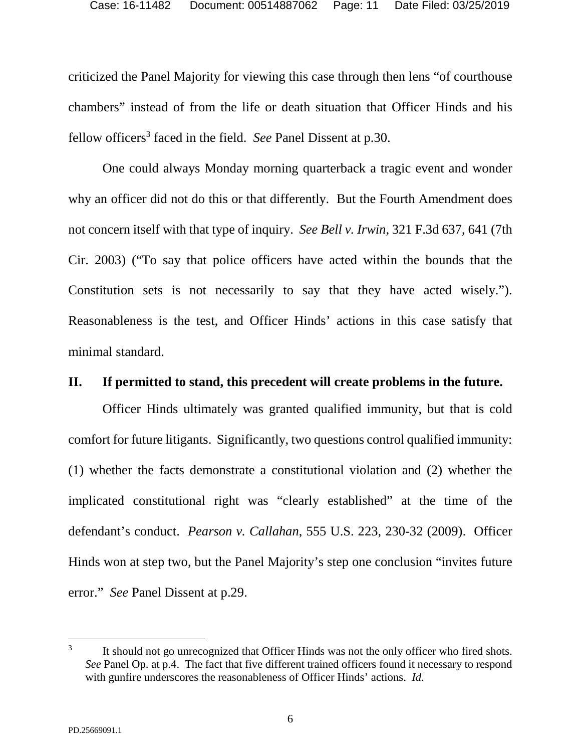criticized the Panel Majority for viewing this case through then lens "of courthouse chambers" instead of from the life or death situation that Officer Hinds and his fellow officers[3] faced in the field. *See* Panel Dissent at p.30.

One could always Monday morning quarterback a tragic event and wonder why an officer did not do this or that differently. But the Fourth Amendment does not concern itself with that type of inquiry. *See Bell v. Irwin*, 321 F.3d 637, 641 (7th Cir. 2003) ("To say that police officers have acted within the bounds that the Constitution sets is not necessarily to say that they have acted wisely."). Reasonableness is the test, and Officer Hinds' actions in this case satisfy that minimal standard.

## II. If permitted to stand, this precedent will create problems in the future.

Officer Hinds ultimately was granted qualified immunity, but that is cold comfort for future litigants. Significantly, two questions control qualified immunity: (1) whether the facts demonstrate a constitutional violation and (2) whether the implicated constitutional right was "clearly established" at the time of the defendant's conduct. *Pearson v. Callahan*, 555 U.S. 223, 230-32 (2009). Officer Hinds won at step two, but the Panel Majority's step one conclusion "invites future error." *See* Panel Dissent at p.29.

---

[3] It should not go unrecognized that Officer Hinds was not the only officer who fired shots. *See* Panel Op. at p.4. The fact that five different trained officers found it necessary to respond with gunfire underscores the reasonableness of Officer Hinds' actions. *Id.*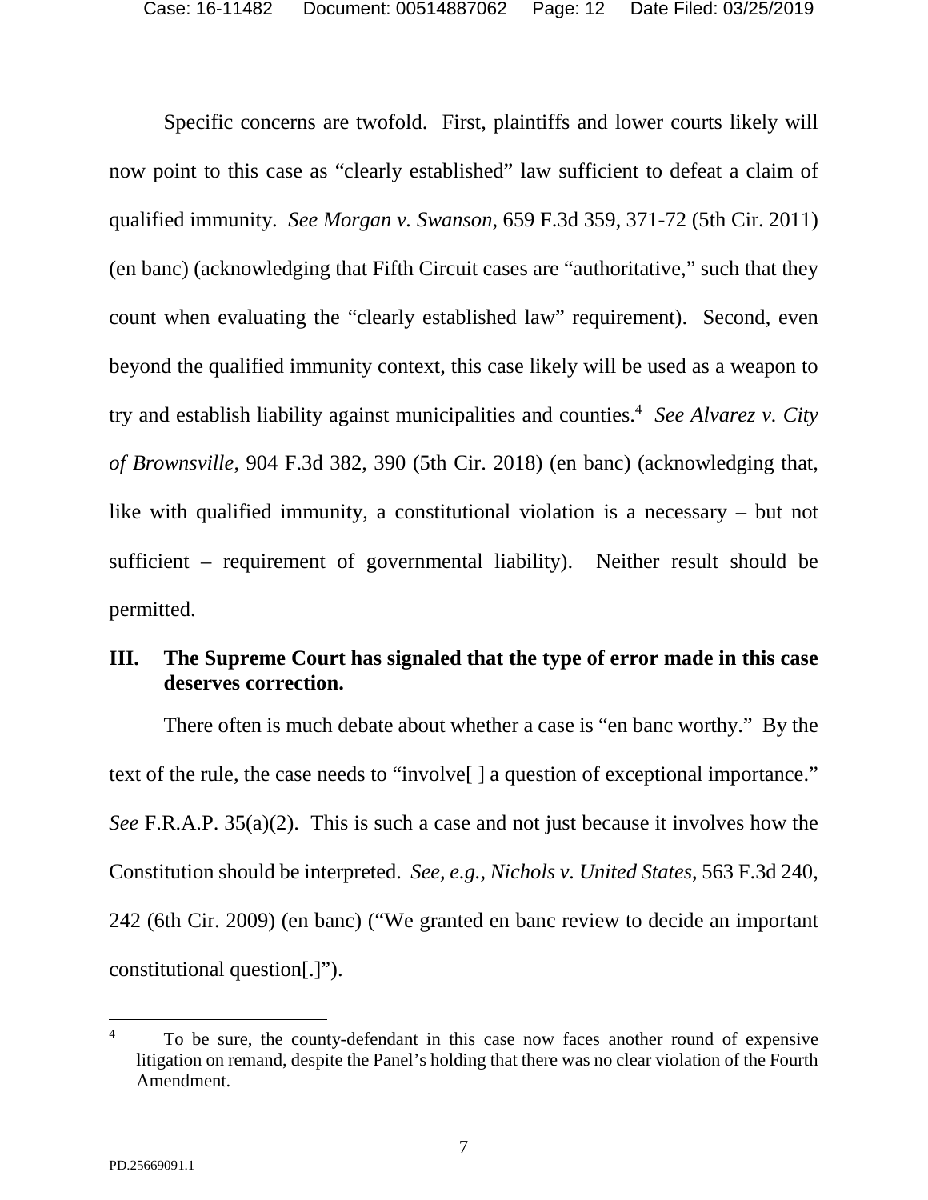Specific concerns are twofold. First, plaintiffs and lower courts likely will now point to this case as "clearly established" law sufficient to defeat a claim of qualified immunity. *See Morgan v. Swanson*, 659 F.3d 359, 371-72 (5th Cir. 2011) (en banc) (acknowledging that Fifth Circuit cases are "authoritative," such that they count when evaluating the "clearly established law" requirement). Second, even beyond the qualified immunity context, this case likely will be used as a weapon to try and establish liability against municipalities and counties.[4] *See Alvarez v. City of Brownsville*, 904 F.3d 382, 390 (5th Cir. 2018) (en banc) (acknowledging that, like with qualified immunity, a constitutional violation is a necessary – but not sufficient – requirement of governmental liability). Neither result should be permitted.

## III. The Supreme Court has signaled that the type of error made in this case deserves correction.

There often is much debate about whether a case is "en banc worthy." By the text of the rule, the case needs to "involve[ ] a question of exceptional importance." *See* F.R.A.P. 35(a)(2). This is such a case and not just because it involves how the Constitution should be interpreted. *See, e.g., Nichols v. United States*, 563 F.3d 240, 242 (6th Cir. 2009) (en banc) ("We granted en banc review to decide an important constitutional question[.]").

---

[4] To be sure, the county-defendant in this case now faces another round of expensive litigation on remand, despite the Panel's holding that there was no clear violation of the Fourth Amendment.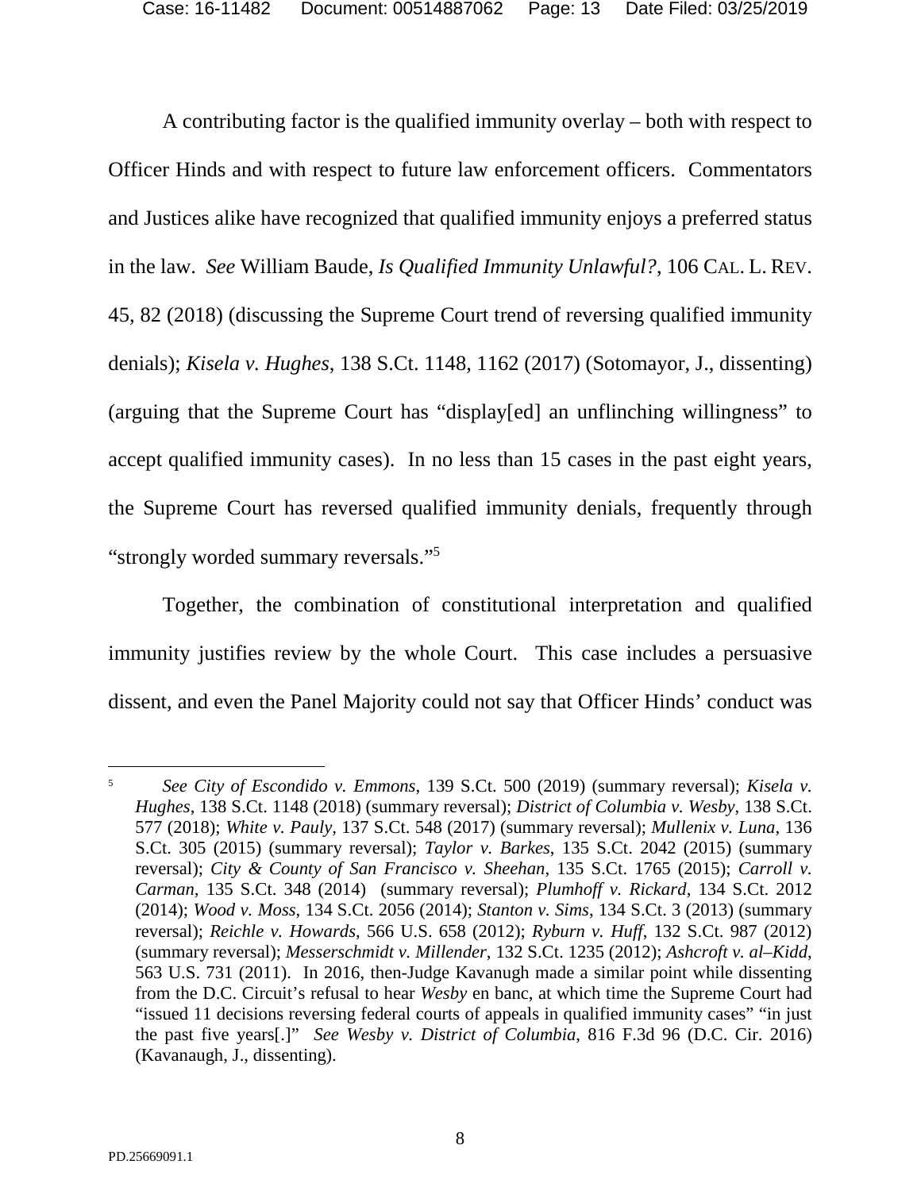A contributing factor is the qualified immunity overlay – both with respect to Officer Hinds and with respect to future law enforcement officers. Commentators and Justices alike have recognized that qualified immunity enjoys a preferred status in the law. *See* William Baude, *Is Qualified Immunity Unlawful?*, 106 CAL. L. REV. 45, 82 (2018) (discussing the Supreme Court trend of reversing qualified immunity denials); *Kisela v. Hughes*, 138 S.Ct. 1148, 1162 (2017) (Sotomayor, J., dissenting) (arguing that the Supreme Court has "display[ed] an unflinching willingness" to accept qualified immunity cases). In no less than 15 cases in the past eight years, the Supreme Court has reversed qualified immunity denials, frequently through "strongly worded summary reversals."[5]

Together, the combination of constitutional interpretation and qualified immunity justifies review by the whole Court. This case includes a persuasive dissent, and even the Panel Majority could not say that Officer Hinds' conduct was

---

[5] *See City of Escondido v. Emmons*, 139 S.Ct. 500 (2019) (summary reversal); *Kisela v. Hughes*, 138 S.Ct. 1148 (2018) (summary reversal); *District of Columbia v. Wesby*, 138 S.Ct. 577 (2018); *White v. Pauly*, 137 S.Ct. 548 (2017) (summary reversal); *Mullenix v. Luna*, 136 S.Ct. 305 (2015) (summary reversal); *Taylor v. Barkes*, 135 S.Ct. 2042 (2015) (summary reversal); *City & County of San Francisco v. Sheehan*, 135 S.Ct. 1765 (2015); *Carroll v. Carman*, 135 S.Ct. 348 (2014) (summary reversal); *Plumhoff v. Rickard*, 134 S.Ct. 2012 (2014); *Wood v. Moss*, 134 S.Ct. 2056 (2014); *Stanton v. Sims*, 134 S.Ct. 3 (2013) (summary reversal); *Reichle v. Howards*, 566 U.S. 658 (2012); *Ryburn v. Huff*, 132 S.Ct. 987 (2012) (summary reversal); *Messerschmidt v. Millender*, 132 S.Ct. 1235 (2012); *Ashcroft v. al–Kidd*, 563 U.S. 731 (2011). In 2016, then-Judge Kavanaugh made a similar point while dissenting from the D.C. Circuit's refusal to hear *Wesby* en banc, at which time the Supreme Court had "issued 11 decisions reversing federal courts of appeals in qualified immunity cases" "in just the past five years[.]" *See Wesby v. District of Columbia*, 816 F.3d 96 (D.C. Cir. 2016) (Kavanaugh, J., dissenting).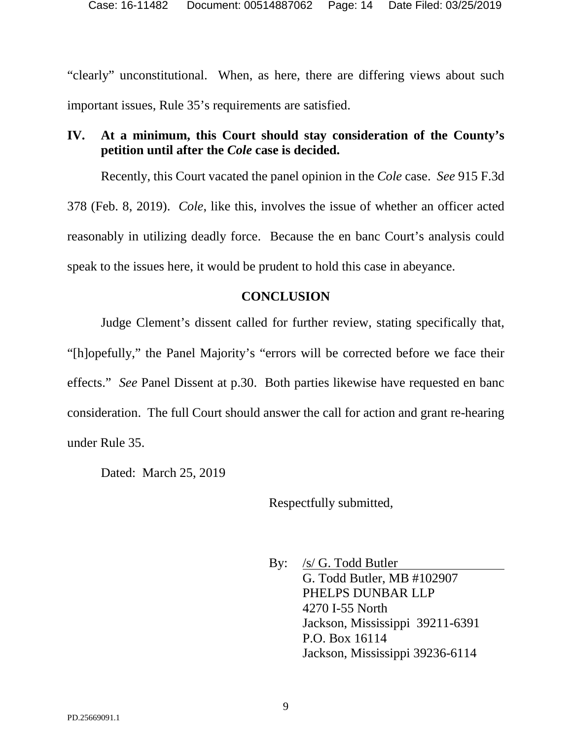"clearly" unconstitutional. When, as here, there are differing views about such important issues, Rule 35's requirements are satisfied.

## IV. At a minimum, this Court should stay consideration of the County's petition until after the *Cole* case is decided.

Recently, this Court vacated the panel opinion in the *Cole* case. *See* 915 F.3d 378 (Feb. 8, 2019). *Cole*, like this, involves the issue of whether an officer acted reasonably in utilizing deadly force. Because the en banc Court's analysis could speak to the issues here, it would be prudent to hold this case in abeyance.

## CONCLUSION

Judge Clement's dissent called for further review, stating specifically that, "[h]opefully," the Panel Majority's "errors will be corrected before we face their effects." *See* Panel Dissent at p.30. Both parties likewise have requested en banc consideration. The full Court should answer the call for action and grant re-hearing under Rule 35.

Dated: March 25, 2019

Respectfully submitted,

By: /s/ G. Todd Butler
G. Todd Butler, MB #102907
PHELPS DUNBAR LLP
4270 I-55 North
Jackson, Mississippi 39211-6391
P.O. Box 16114
Jackson, Mississippi 39236-6114

PD.25669091.1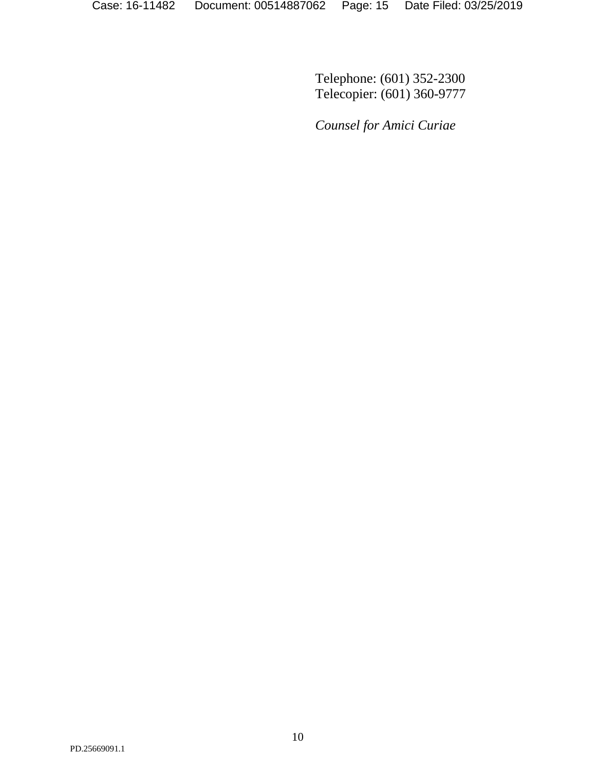Telephone: (601) 352-2300
Telecopier: (601) 360-9777

*Counsel for Amici Curiae*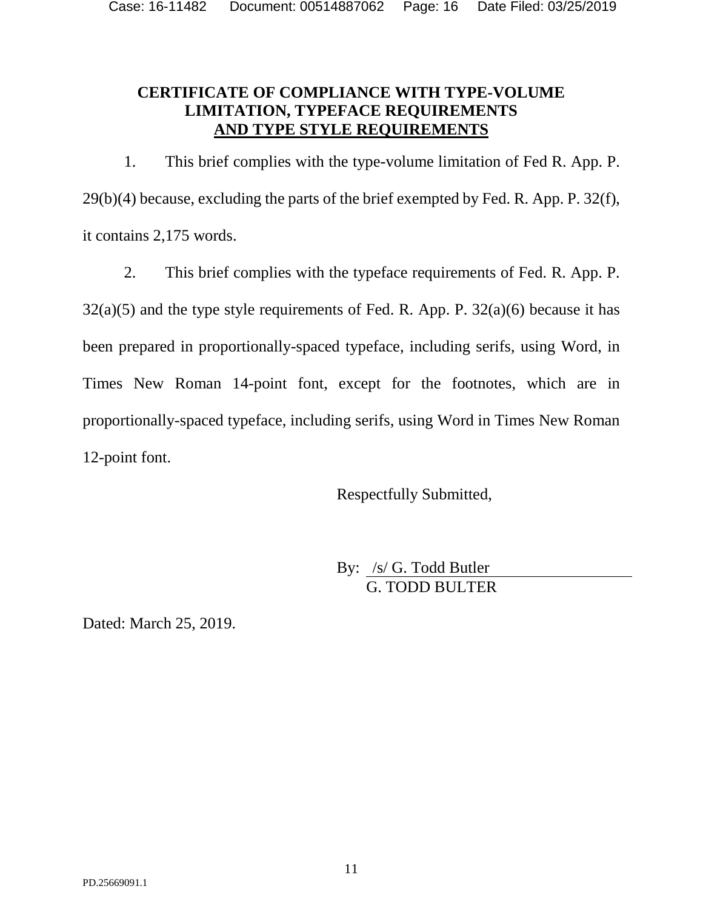**CERTIFICATE OF COMPLIANCE WITH TYPE-VOLUME LIMITATION, TYPEFACE REQUIREMENTS <u>AND TYPE STYLE REQUIREMENTS</u>**

1. This brief complies with the type-volume limitation of Fed R. App. P. 29(b)(4) because, excluding the parts of the brief exempted by Fed. R. App. P. 32(f), it contains 2,175 words.

2. This brief complies with the typeface requirements of Fed. R. App. P. 32(a)(5) and the type style requirements of Fed. R. App. P. 32(a)(6) because it has been prepared in proportionally-spaced typeface, including serifs, using Word, in Times New Roman 14-point font, except for the footnotes, which are in proportionally-spaced typeface, including serifs, using Word in Times New Roman 12-point font.

Respectfully Submitted,

By: /s/ G. Todd Butler
G. TODD BULTER

Dated: March 25, 2019.

PD.25669091.1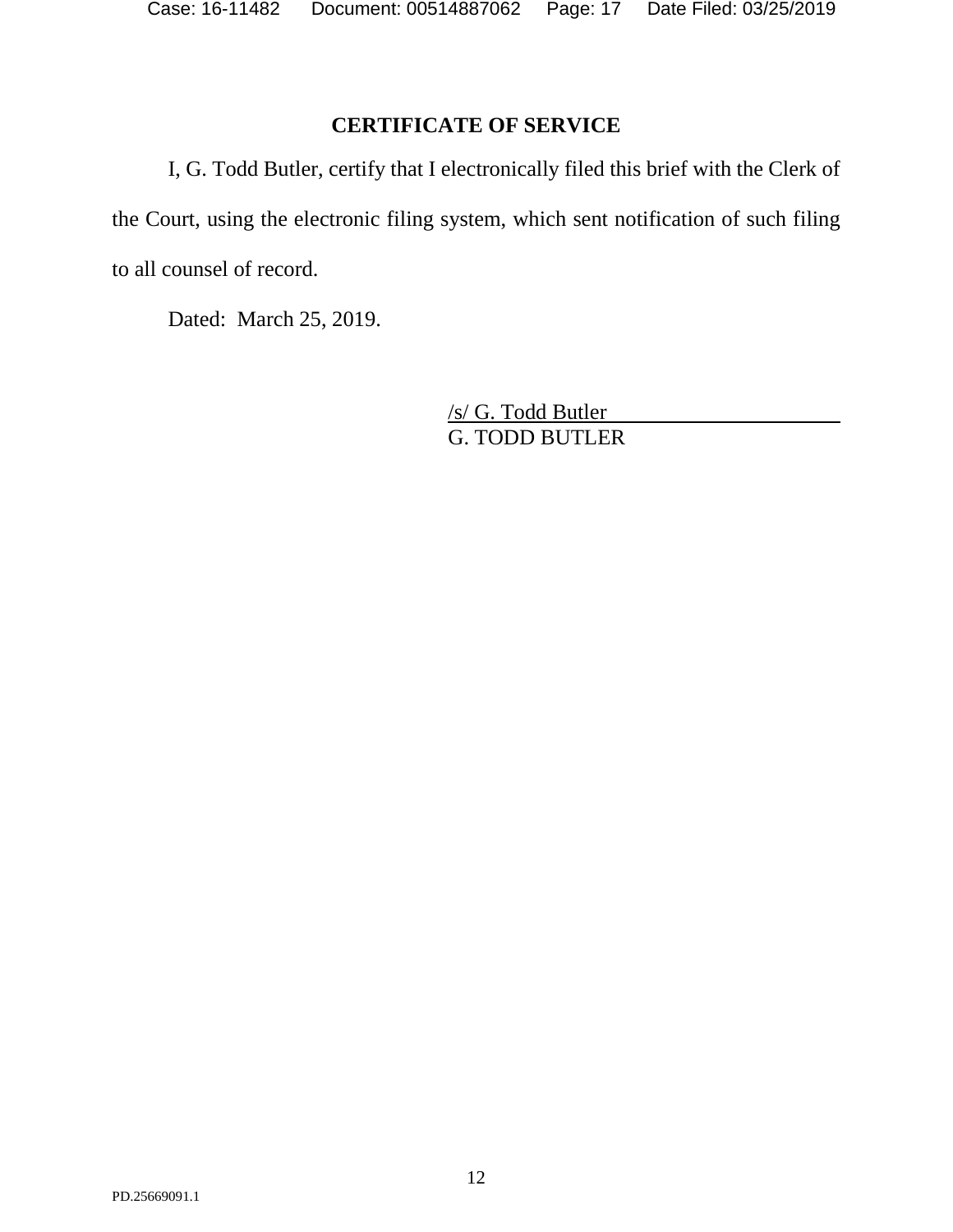## CERTIFICATE OF SERVICE

I, G. Todd Butler, certify that I electronically filed this brief with the Clerk of the Court, using the electronic filing system, which sent notification of such filing to all counsel of record.

Dated: March 25, 2019.

/s/ G. Todd Butler
G. TODD BUTLER

PD.25669091.1